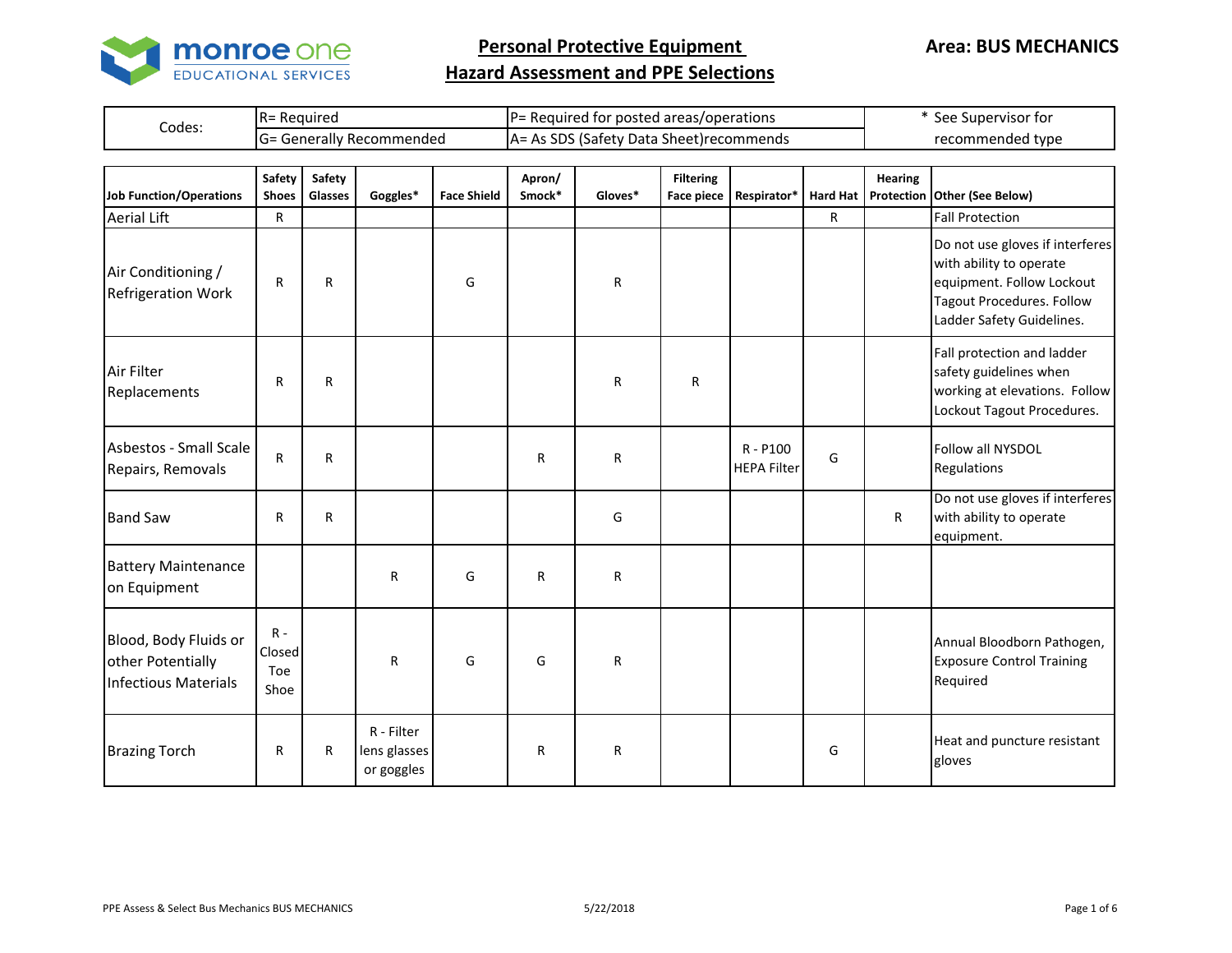# Personal Protective Equipment
# Hazard Assessment and PPE Selections

**Area: BUS MECHANICS**

| Codes: | R= Required | P= Required for posted areas/operations | * See Supervisor for recommended type |
|---|---|---|---|
| | G= Generally Recommended | A= As SDS (Safety Data Sheet)recommends | |

| Job Function/Operations | Safety Shoes | Safety Glasses | Goggles* | Face Shield | Apron/ Smock* | Gloves* | Filtering Face piece | Respirator* | Hard Hat | Hearing Protection | Other (See Below) |
|---|---|---|---|---|---|---|---|---|---|---|---|
| Aerial Lift | R | | | | | | | | R | | Fall Protection |
| Air Conditioning / Refrigeration Work | R | R | | G | | R | | | | | Do not use gloves if interferes with ability to operate equipment. Follow Lockout Tagout Procedures. Follow Ladder Safety Guidelines. |
| Air Filter Replacements | R | R | | | | R | R | | | | Fall protection and ladder safety guidelines when working at elevations. Follow Lockout Tagout Procedures. |
| Asbestos - Small Scale Repairs, Removals | R | R | | | R | R | | R - P100 HEPA Filter | G | | Follow all NYSDOL Regulations |
| Band Saw | R | R | | | | G | | | | R | Do not use gloves if interferes with ability to operate equipment. |
| Battery Maintenance on Equipment | | | R | G | R | R | | | | | |
| Blood, Body Fluids or other Potentially Infectious Materials | R - Closed Toe Shoe | | R | G | G | R | | | | | Annual Bloodborn Pathogen, Exposure Control Training Required |
| Brazing Torch | R | R | R - Filter lens glasses or goggles | | R | R | | | G | | Heat and puncture resistant gloves |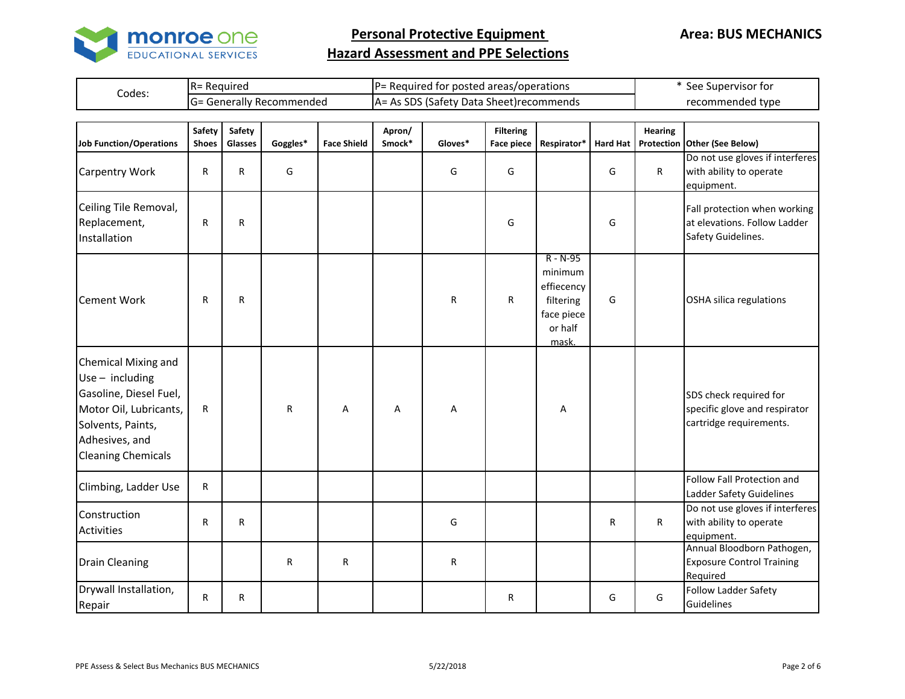# Personal Protective Equipment
# Hazard Assessment and PPE Selections

**Area: BUS MECHANICS**

| Codes: | R= Required | P= Required for posted areas/operations | * See Supervisor for recommended type |
|---|---|---|---|
| | G= Generally Recommended | A= As SDS (Safety Data Sheet)recommends | |

| Job Function/Operations | Safety Shoes | Safety Glasses | Goggles* | Face Shield | Apron/ Smock* | Gloves* | Filtering Face piece | Respirator* | Hard Hat | Hearing Protection | Other (See Below) |
|---|---|---|---|---|---|---|---|---|---|---|---|
| Carpentry Work | R | R | G | | | G | G | | G | R | Do not use gloves if interferes with ability to operate equipment. |
| Ceiling Tile Removal, Replacement, Installation | R | R | | | | | G | | G | | Fall protection when working at elevations. Follow Ladder Safety Guidelines. |
| Cement Work | R | R | | | | R | R | R - N-95 minimum effecency filtering face piece or half mask. | G | | OSHA silica regulations |
| Chemical Mixing and Use – including Gasoline, Diesel Fuel, Motor Oil, Lubricants, Solvents, Paints, Adhesives, and Cleaning Chemicals | R | | R | A | A | A | | A | | | SDS check required for specific glove and respirator cartridge requirements. |
| Climbing, Ladder Use | R | | | | | | | | | | Follow Fall Protection and Ladder Safety Guidelines |
| Construction Activities | R | R | | | | G | | | R | R | Do not use gloves if interferes with ability to operate equipment. |
| Drain Cleaning | | | R | R | | R | | | | | Annual Bloodborn Pathogen, Exposure Control Training Required |
| Drywall Installation, Repair | R | R | | | | | R | | G | G | Follow Ladder Safety Guidelines |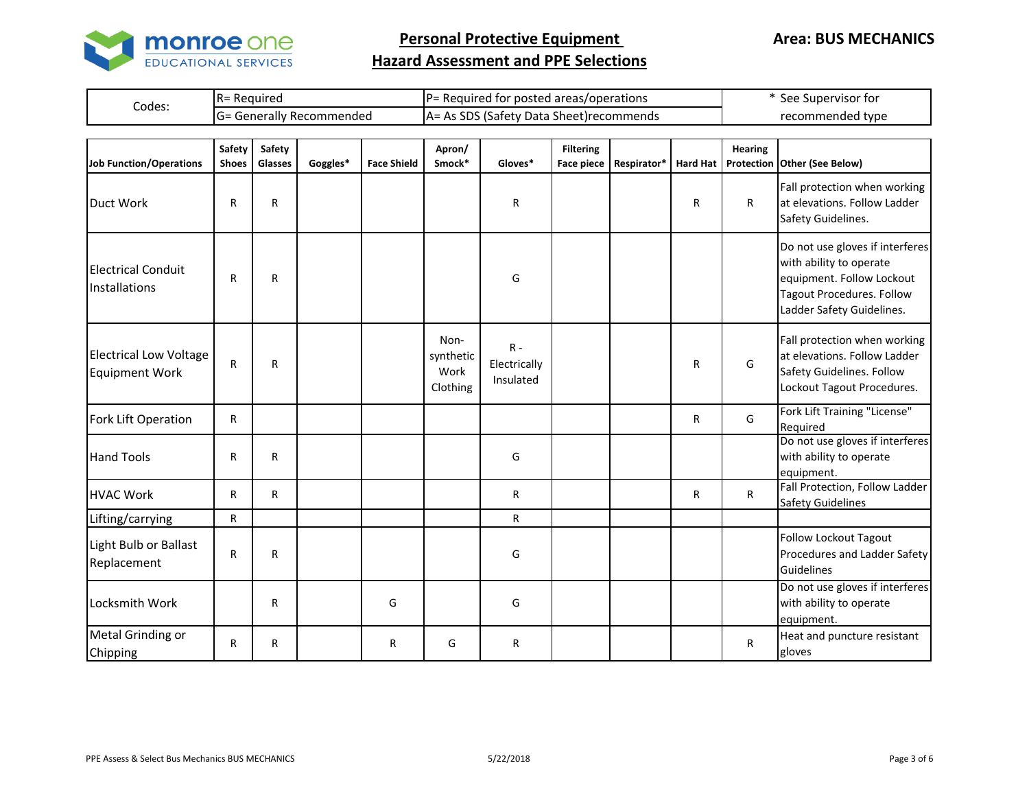monroe one EDUCATIONAL SERVICES

# Personal Protective Equipment
# Hazard Assessment and PPE Selections

**Area: BUS MECHANICS**

| Codes: | R= Required | P= Required for posted areas/operations | * See Supervisor for recommended type |
|---|---|---|---|
| | G= Generally Recommended | A= As SDS (Safety Data Sheet)recommends | |

| Job Function/Operations | Safety Shoes | Safety Glasses | Goggles* | Face Shield | Apron/ Smock* | Gloves* | Filtering Face piece | Respirator* | Hard Hat | Hearing Protection | Other (See Below) |
|---|---|---|---|---|---|---|---|---|---|---|---|
| Duct Work | R | R | | | | R | | | R | R | Fall protection when working at elevations. Follow Ladder Safety Guidelines. |
| Electrical Conduit Installations | R | R | | | | G | | | | | Do not use gloves if interferes with ability to operate equipment. Follow Lockout Tagout Procedures. Follow Ladder Safety Guidelines. |
| Electrical Low Voltage Equipment Work | R | R | | | Non-synthetic Work Clothing | R - Electrically Insulated | | | R | G | Fall protection when working at elevations. Follow Ladder Safety Guidelines. Follow Lockout Tagout Procedures. |
| Fork Lift Operation | R | | | | | | | | R | G | Fork Lift Training "License" Required |
| Hand Tools | R | R | | | | G | | | | | Do not use gloves if interferes with ability to operate equipment. |
| HVAC Work | R | R | | | | R | | | R | R | Fall Protection, Follow Ladder Safety Guidelines |
| Lifting/carrying | R | | | | | R | | | | | |
| Light Bulb or Ballast Replacement | R | R | | | | G | | | | | Follow Lockout Tagout Procedures and Ladder Safety Guidelines |
| Locksmith Work | | R | | G | | G | | | | | Do not use gloves if interferes with ability to operate equipment. |
| Metal Grinding or Chipping | R | R | | R | G | R | | | | R | Heat and puncture resistant gloves |

PPE Assess & Select Bus Mechanics BUS MECHANICS 5/22/2018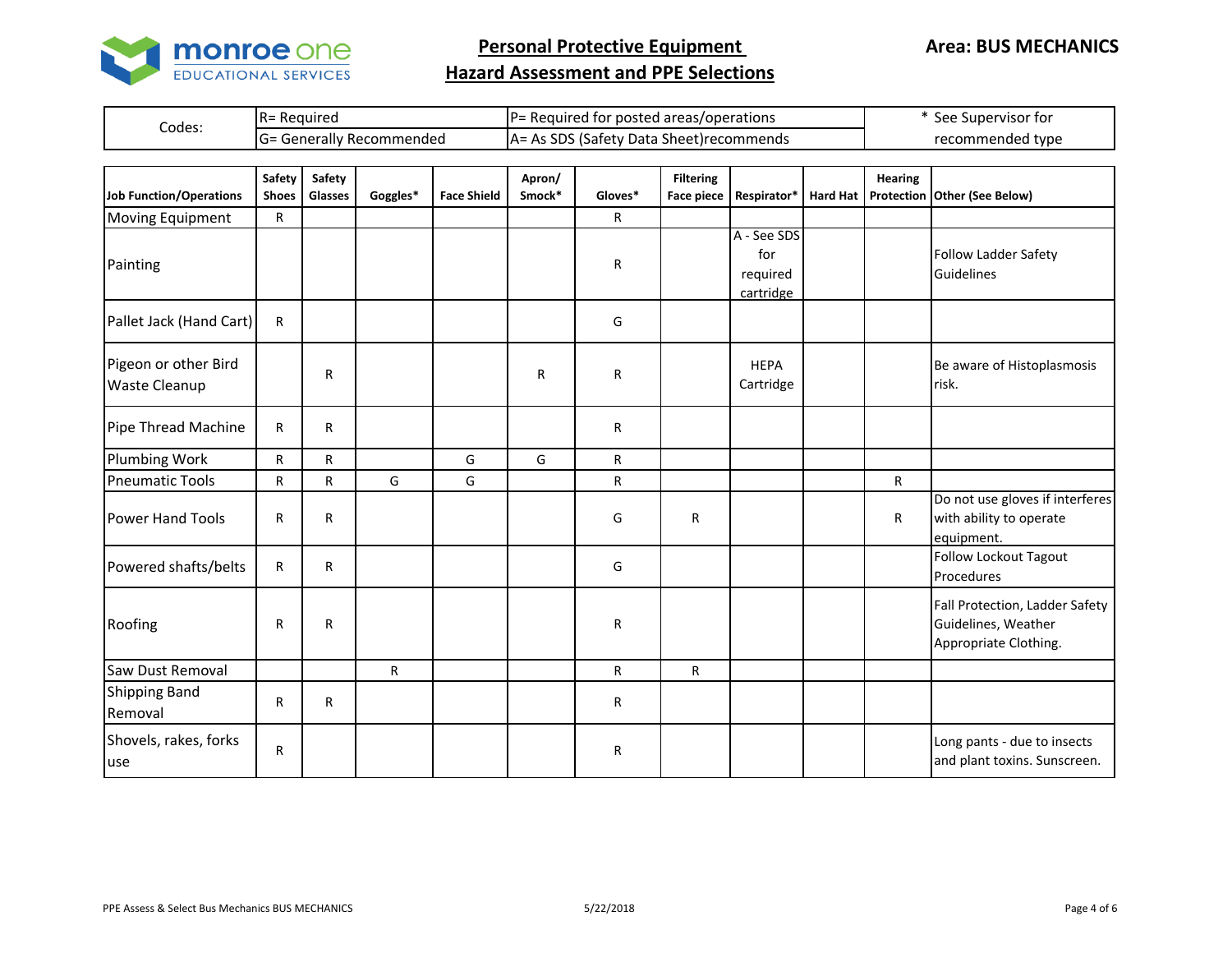# Personal Protective Equipment
## Hazard Assessment and PPE Selections

**Area: BUS MECHANICS**

| Codes: | R= Required | P= Required for posted areas/operations | * See Supervisor for recommended type |
|---|---|---|---|
| | G= Generally Recommended | A= As SDS (Safety Data Sheet)recommends | |

| Job Function/Operations | Safety Shoes | Safety Glasses | Goggles* | Face Shield | Apron/ Smock* | Gloves* | Filtering Face piece | Respirator* | Hard Hat | Hearing Protection | Other (See Below) |
|---|---|---|---|---|---|---|---|---|---|---|---|
| Moving Equipment | R | | | | | R | | | | | |
| Painting | | | | | | R | | A - See SDS for required cartridge | | | Follow Ladder Safety Guidelines |
| Pallet Jack (Hand Cart) | R | | | | | G | | | | | |
| Pigeon or other Bird Waste Cleanup | | R | | | R | R | | HEPA Cartridge | | | Be aware of Histoplasmosis risk. |
| Pipe Thread Machine | R | R | | | | R | | | | | |
| Plumbing Work | R | R | | G | G | R | | | | | |
| Pneumatic Tools | R | R | G | G | | R | | | | R | |
| Power Hand Tools | R | R | | | | G | R | | | R | Do not use gloves if interferes with ability to operate equipment. |
| Powered shafts/belts | R | R | | | | G | | | | | Follow Lockout Tagout Procedures |
| Roofing | R | R | | | | R | | | | | Fall Protection, Ladder Safety Guidelines, Weather Appropriate Clothing. |
| Saw Dust Removal | | | R | | | R | R | | | | |
| Shipping Band Removal | R | R | | | | R | | | | | |
| Shovels, rakes, forks use | R | | | | | R | | | | | Long pants - due to insects and plant toxins. Sunscreen. |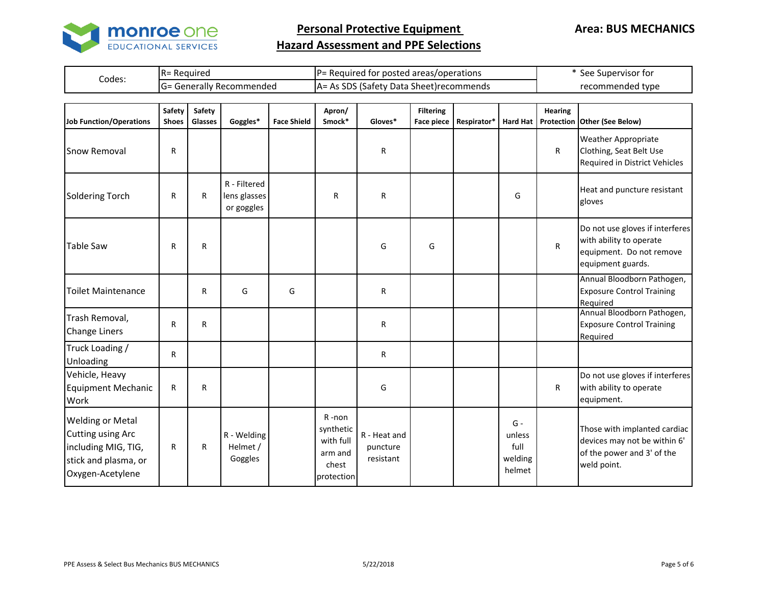# Personal Protective Equipment Hazard Assessment and PPE Selections

**Area: BUS MECHANICS**

| Codes: | R= Required | P= Required for posted areas/operations | * See Supervisor for recommended type |
|---|---|---|---|
| | G= Generally Recommended | A= As SDS (Safety Data Sheet)recommends | |

| Job Function/Operations | Safety Shoes | Safety Glasses | Goggles* | Face Shield | Apron/ Smock* | Gloves* | Filtering Face piece | Respirator* | Hard Hat | Hearing Protection | Other (See Below) |
|---|---|---|---|---|---|---|---|---|---|---|---|
| Snow Removal | R | | | | | R | | | | R | Weather Appropriate Clothing, Seat Belt Use Required in District Vehicles |
| Soldering Torch | R | R | R - Filtered lens glasses or goggles | | R | R | | | G | | Heat and puncture resistant gloves |
| Table Saw | R | R | | | | G | G | | | R | Do not use gloves if interferes with ability to operate equipment. Do not remove equipment guards. |
| Toilet Maintenance | | R | G | G | | R | | | | | Annual Bloodborn Pathogen, Exposure Control Training Required |
| Trash Removal, Change Liners | R | R | | | | R | | | | | Annual Bloodborn Pathogen, Exposure Control Training Required |
| Truck Loading / Unloading | R | | | | | R | | | | | |
| Vehicle, Heavy Equipment Mechanic Work | R | R | | | | G | | | | R | Do not use gloves if interferes with ability to operate equipment. |
| Welding or Metal Cutting using Arc including MIG, TIG, stick and plasma, or Oxygen-Acetylene | R | R | R - Welding Helmet / Goggles | | R -non synthetic with full arm and chest protection | R - Heat and puncture resistant | | | G - unless full welding helmet | | Those with implanted cardiac devices may not be within 6' of the power and 3' of the weld point. |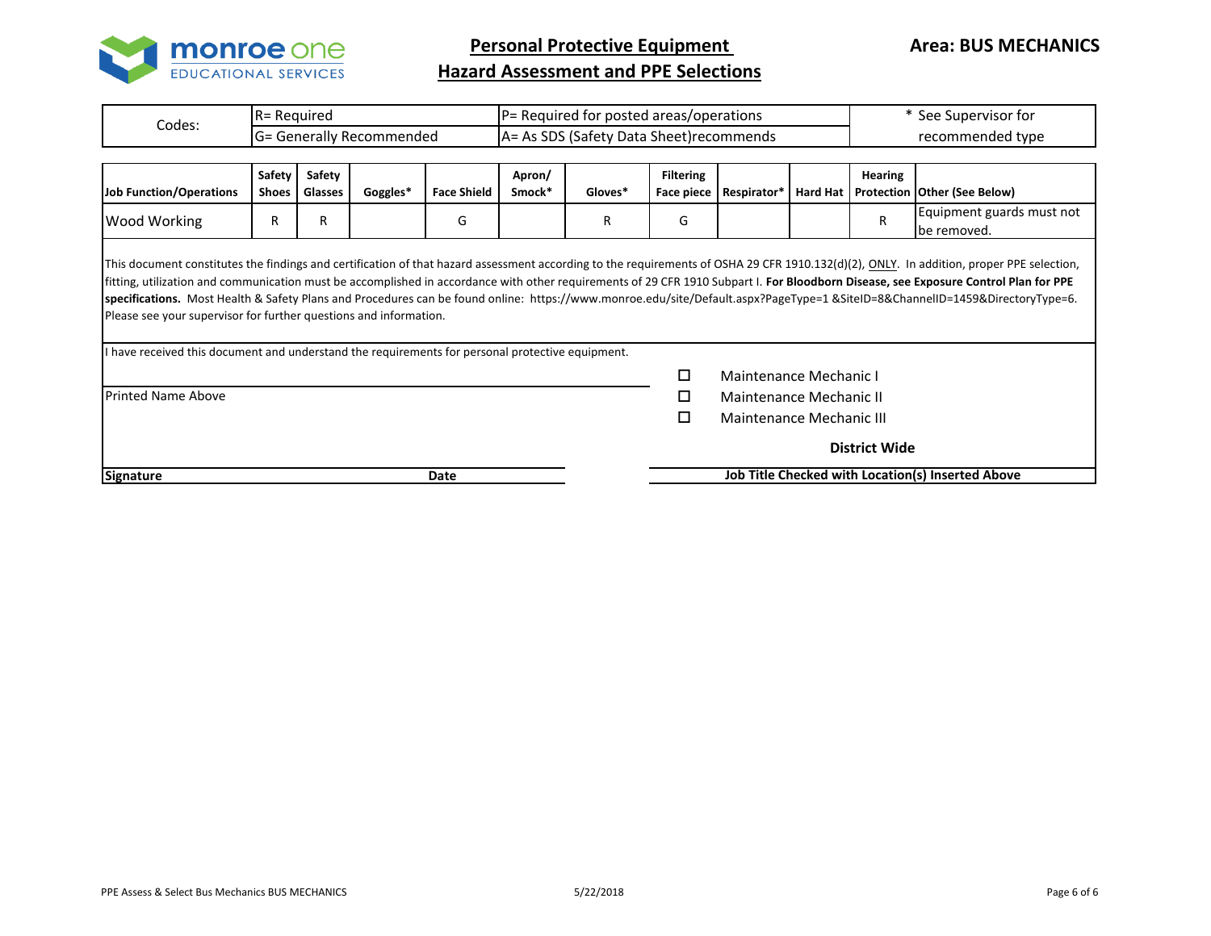monroe one EDUCATIONAL SERVICES

# Personal Protective Equipment Hazard Assessment and PPE Selections

**Area: BUS MECHANICS**

| | | | |
|---|---|---|---|
| Codes: | R= Required | P= Required for posted areas/operations | * See Supervisor for recommended type |
| | G= Generally Recommended | A= As SDS (Safety Data Sheet)recommends | |

| Job Function/Operations | Safety Shoes | Safety Glasses | Goggles* | Face Shield | Apron/ Smock* | Gloves* | Filtering Face piece | Respirator* | Hard Hat | Hearing Protection | Other (See Below) |
|---|---|---|---|---|---|---|---|---|---|---|---|
| Wood Working | R | R | | G | | R | G | | | R | Equipment guards must not be removed. |

This document constitutes the findings and certification of that hazard assessment according to the requirements of OSHA 29 CFR 1910.132(d)(2), ONLY. In addition, proper PPE selection, fitting, utilization and communication must be accomplished in accordance with other requirements of 29 CFR 1910 Subpart I. **For Bloodborn Disease, see Exposure Control Plan for PPE specifications.** Most Health & Safety Plans and Procedures can be found online: https://www.monroe.edu/site/Default.aspx?PageType=1 &SiteID=8&ChannelID=1459&DirectoryType=6. Please see your supervisor for further questions and information.

I have received this document and understand the requirements for personal protective equipment.

Printed Name Above

☐ Maintenance Mechanic I
☐ Maintenance Mechanic II
☐ Maintenance Mechanic III

**District Wide**

**Signature** **Date**

**Job Title Checked with Location(s) Inserted Above**

PPE Assess & Select Bus Mechanics BUS MECHANICS 5/22/2018